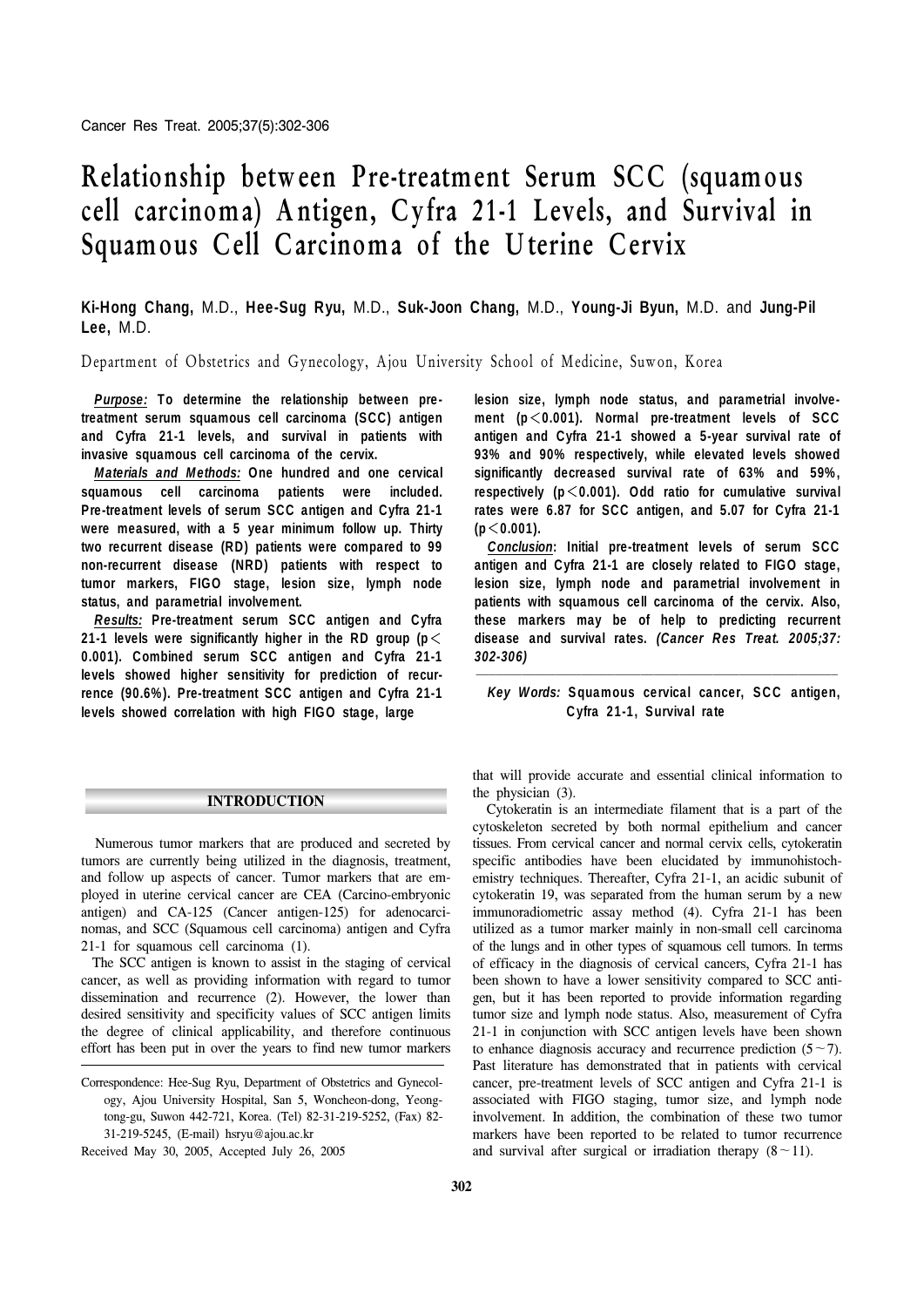# Relationship between Pre-treatment Serum SCC (squamous cell carcinoma) Antigen, Cyfra 21-1 Levels, and Survival in Squamous Cell Carcinoma of the Uterine Cervix

**Ki-Hong Chang,** M.D., **Hee-Sug Ryu,** M.D., **Suk-Joon Chang,** M.D., **Young-Ji Byun,** M.D. and **Jung-Pil Lee,** M.D.

Department of Obstetrics and Gynecology, Ajou University School of Medicine, Suwon, Korea

***Purpose:*** **To determine the relationship between pre-treatment serum squamous cell carcinoma (SCC) antigen and Cyfra 21-1 levels, and survival in patients with invasive squamous cell carcinoma of the cervix.**

***Materials and Methods:*** **One hundred and one cervical squamous cell carcinoma patients were included. Pre-treatment levels of serum SCC antigen and Cyfra 21-1 were measured, with a 5 year minimum follow up. Thirty two recurrent disease (RD) patients were compared to 99 non-recurrent disease (NRD) patients with respect to tumor markers, FIGO stage, lesion size, lymph node status, and parametrial involvement.**

***Results:*** **Pre-treatment serum SCC antigen and Cyfra 21-1 levels were significantly higher in the RD group ($p < 0.001$). Combined serum SCC antigen and Cyfra 21-1 levels showed higher sensitivity for prediction of recurrence (90.6%). Pre-treatment SCC antigen and Cyfra 21-1 levels showed correlation with high FIGO stage, large lesion size, lymph node status, and parametrial involvement ($p < 0.001$). Normal pre-treatment levels of SCC antigen and Cyfra 21-1 showed a 5-year survival rate of 93% and 90% respectively, while elevated levels showed significantly decreased survival rate of 63% and 59%, respectively ($p < 0.001$). Odd ratio for cumulative survival rates were 6.87 for SCC antigen, and 5.07 for Cyfra 21-1 ($p < 0.001$).**

***Conclusion*:** **Initial pre-treatment levels of serum SCC antigen and Cyfra 21-1 are closely related to FIGO stage, lesion size, lymph node and parametrial involvement in patients with squamous cell carcinoma of the cervix. Also, these markers may be of help to predicting recurrent disease and survival rates.** ***(Cancer Res Treat. 2005;37: 302-306)***

***Key Words:*** **Squamous cervical cancer, SCC antigen, Cyfra 21-1, Survival rate**

## INTRODUCTION

Numerous tumor markers that are produced and secreted by tumors are currently being utilized in the diagnosis, treatment, and follow up aspects of cancer. Tumor markers that are employed in uterine cervical cancer are CEA (Carcino-embryonic antigen) and CA-125 (Cancer antigen-125) for adenocarcinomas, and SCC (Squamous cell carcinoma) antigen and Cyfra 21-1 for squamous cell carcinoma (1).

The SCC antigen is known to assist in the staging of cervical cancer, as well as providing information with regard to tumor dissemination and recurrence (2). However, the lower than desired sensitivity and specificity values of SCC antigen limits the degree of clinical applicability, and therefore continuous effort has been put in over the years to find new tumor markers that will provide accurate and essential clinical information to the physician (3).

Cytokeratin is an intermediate filament that is a part of the cytoskeleton secreted by both normal epithelium and cancer tissues. From cervical cancer and normal cervix cells, cytokeratin specific antibodies have been elucidated by immunohistochemistry techniques. Thereafter, Cyfra 21-1, an acidic subunit of cytokeratin 19, was separated from the human serum by a new immunoradiometric assay method (4). Cyfra 21-1 has been utilized as a tumor marker mainly in non-small cell carcinoma of the lungs and in other types of squamous cell tumors. In terms of efficacy in the diagnosis of cervical cancers, Cyfra 21-1 has been shown to have a lower sensitivity compared to SCC antigen, but it has been reported to provide information regarding tumor size and lymph node status. Also, measurement of Cyfra 21-1 in conjunction with SCC antigen levels have been shown to enhance diagnosis accuracy and recurrence prediction (5~7). Past literature has demonstrated that in patients with cervical cancer, pre-treatment levels of SCC antigen and Cyfra 21-1 is associated with FIGO staging, tumor size, and lymph node involvement. In addition, the combination of these two tumor markers have been reported to be related to tumor recurrence and survival after surgical or irradiation therapy (8~11).

Correspondence: Hee-Sug Ryu, Department of Obstetrics and Gynecology, Ajou University Hospital, San 5, Woncheon-dong, Yeongtong-gu, Suwon 442-721, Korea. (Tel) 82-31-219-5252, (Fax) 82-31-219-5245, (E-mail) hsryu@ajou.ac.kr

Received May 30, 2005, Accepted July 26, 2005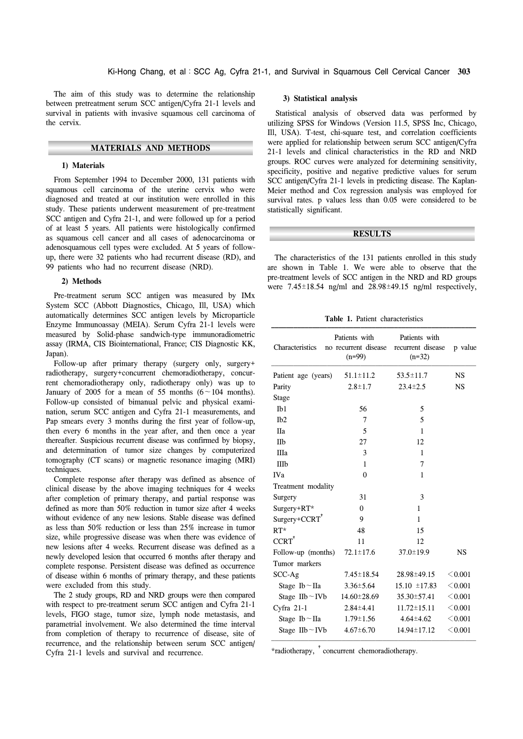The aim of this study was to determine the relationship between pretreatment serum SCC antigen/Cyfra 21-1 levels and survival in patients with invasive squamous cell carcinoma of the cervix.

## MATERIALS AND METHODS

### 1) Materials

From September 1994 to December 2000, 131 patients with squamous cell carcinoma of the uterine cervix who were diagnosed and treated at our institution were enrolled in this study. These patients underwent measurement of pre-treatment SCC antigen and Cyfra 21-1, and were followed up for a period of at least 5 years. All patients were histologically confirmed as squamous cell cancer and all cases of adenocarcinoma or adenosquamous cell types were excluded. At 5 years of follow-up, there were 32 patients who had recurrent disease (RD), and 99 patients who had no recurrent disease (NRD).

### 2) Methods

Pre-treatment serum SCC antigen was measured by IMx System SCC (Abbott Diagnostics, Chicago, Ill, USA) which automatically determines SCC antigen levels by Microparticle Enzyme Immunoassay (MEIA). Serum Cyfra 21-1 levels were measured by Solid-phase sandwich-type immunoradiometric assay (IRMA, CIS Biointernational, France; CIS Diagnostic KK, Japan).

Follow-up after primary therapy (surgery only, surgery+radiotherapy, surgery+concurrent chemoradiotherapy, concurrent chemoradiotherapy only, radiotherapy only) was up to January of 2005 for a mean of 55 months (6~104 months). Follow-up consisted of bimanual pelvic and physical examination, serum SCC antigen and Cyfra 21-1 measurements, and Pap smears every 3 months during the first year of follow-up, then every 6 months in the year after, and then once a year thereafter. Suspicious recurrent disease was confirmed by biopsy, and determination of tumor size changes by computerized tomography (CT scans) or magnetic resonance imaging (MRI) techniques.

Complete response after therapy was defined as absence of clinical disease by the above imaging techniques for 4 weeks after completion of primary therapy, and partial response was defined as more than 50% reduction in tumor size after 4 weeks without evidence of any new lesions. Stable disease was defined as less than 50% reduction or less than 25% increase in tumor size, while progressive disease was when there was evidence of new lesions after 4 weeks. Recurrent disease was defined as a newly developed lesion that occurred 6 months after therapy and complete response. Persistent disease was defined as occurrence of disease within 6 months of primary therapy, and these patients were excluded from this study.

The 2 study groups, RD and NRD groups were then compared with respect to pre-treatment serum SCC antigen and Cyfra 21-1 levels, FIGO stage, tumor size, lymph node metastasis, and parametrial involvement. We also determined the time interval from completion of therapy to recurrence of disease, site of recurrence, and the relationship between serum SCC antigen/Cyfra 21-1 levels and survival and recurrence.

### 3) Statistical analysis

Statistical analysis of observed data was performed by utilizing SPSS for Windows (Version 11.5, SPSS Inc, Chicago, Ill, USA). T-test, chi-square test, and correlation coefficients were applied for relationship between serum SCC antigen/Cyfra 21-1 levels and clinical characteristics in the RD and NRD groups. ROC curves were analyzed for determining sensitivity, specificity, positive and negative predictive values for serum SCC antigen/Cyfra 21-1 levels in predicting disease. The Kaplan-Meier method and Cox regression analysis was employed for survival rates. p values less than 0.05 were considered to be statistically significant.

## RESULTS

The characteristics of the 131 patients enrolled in this study are shown in Table 1. We were able to observe that the pre-treatment levels of SCC antigen in the NRD and RD groups were 7.45±18.54 ng/ml and 28.98±49.15 ng/ml respectively,

**Table 1.** Patient characteristics

| Characteristics | Patients with no recurrent disease (n=99) | Patients with recurrent disease (n=32) | p value |
|---|---|---|---|
| Patient age (years) | 51.1±11.2 | 53.5±11.7 | NS |
| Parity | 2.8±1.7 | 23.4±2.5 | NS |
| Stage | | | |
| Ib1 | 56 | 5 | |
| Ib2 | 7 | 5 | |
| IIa | 5 | 1 | |
| IIb | 27 | 12 | |
| IIIa | 3 | 1 | |
| IIIb | 1 | 7 | |
| IVa | 0 | 1 | |
| Treatment modality | | | |
| Surgery | 31 | 3 | |
| Surgery+RT* | 0 | 1 | |
| Surgery+CCRT† | 9 | 1 | |
| RT* | 48 | 15 | |
| CCRT† | 11 | 12 | |
| Follow-up (months) | 72.1±17.6 | 37.0±19.9 | NS |
| Tumor markers | | | |
| SCC-Ag | 7.45±18.54 | 28.98±49.15 | <0.001 |
| Stage Ib~IIa | 3.36±5.64 | 15.10 ±17.83 | <0.001 |
| Stage IIb~IVb | 14.60±28.69 | 35.30±57.41 | <0.001 |
| Cyfra 21-1 | 2.84±4.41 | 11.72±15.11 | <0.001 |
| Stage Ib~IIa | 1.79±1.56 | 4.64±4.62 | <0.001 |
| Stage IIb~IVb | 4.67±6.70 | 14.94±17.12 | <0.001 |

*radiotherapy, † concurrent chemoradiotherapy.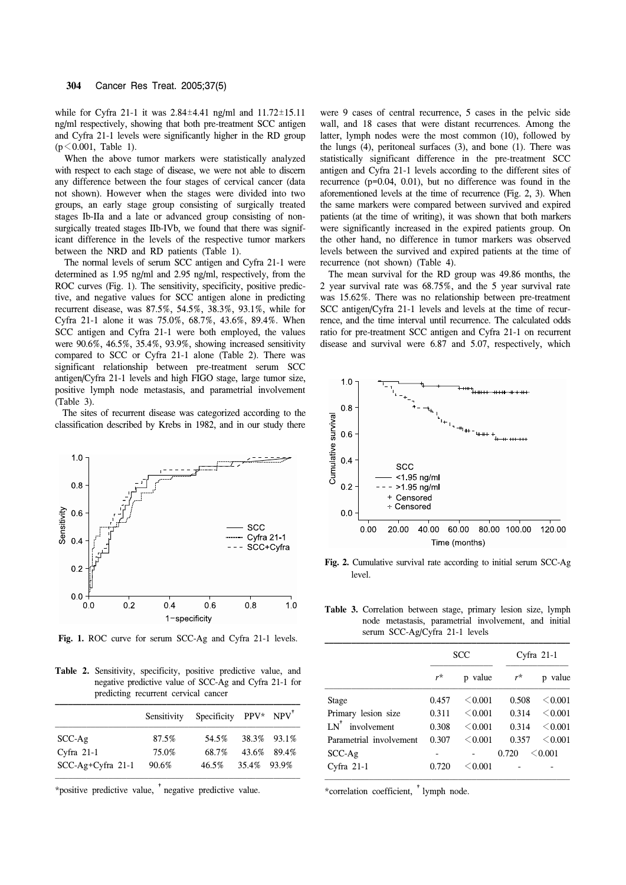while for Cyfra 21-1 it was 2.84±4.41 ng/ml and 11.72±15.11 ng/ml respectively, showing that both pre-treatment SCC antigen and Cyfra 21-1 levels were significantly higher in the RD group ($p<0.001$, Table 1).

When the above tumor markers were statistically analyzed with respect to each stage of disease, we were not able to discern any difference between the four stages of cervical cancer (data not shown). However when the stages were divided into two groups, an early stage group consisting of surgically treated stages Ib-IIa and a late or advanced group consisting of non-surgically treated stages IIb-IVb, we found that there was significant difference in the levels of the respective tumor markers between the NRD and RD patients (Table 1).

The normal levels of serum SCC antigen and Cyfra 21-1 were determined as 1.95 ng/ml and 2.95 ng/ml, respectively, from the ROC curves (Fig. 1). The sensitivity, specificity, positive predictive, and negative values for SCC antigen alone in predicting recurrent disease, was 87.5%, 54.5%, 38.3%, 93.1%, while for Cyfra 21-1 alone it was 75.0%, 68.7%, 43.6%, 89.4%. When SCC antigen and Cyfra 21-1 were both employed, the values were 90.6%, 46.5%, 35.4%, 93.9%, showing increased sensitivity compared to SCC or Cyfra 21-1 alone (Table 2). There was significant relationship between pre-treatment serum SCC antigen/Cyfra 21-1 levels and high FIGO stage, large tumor size, positive lymph node metastasis, and parametrial involvement (Table 3).

The sites of recurrent disease was categorized according to the classification described by Krebs in 1982, and in our study there were 9 cases of central recurrence, 5 cases in the pelvic side wall, and 18 cases that were distant recurrences. Among the latter, lymph nodes were the most common (10), followed by the lungs (4), peritoneal surfaces (3), and bone (1). There was statistically significant difference in the pre-treatment SCC antigen and Cyfra 21-1 levels according to the different sites of recurrence ($p=0.04$, 0.01), but no difference was found in the aforementioned levels at the time of recurrence (Fig. 2, 3). When the same markers were compared between survived and expired patients (at the time of writing), it was shown that both markers were significantly increased in the expired patients group. On the other hand, no difference in tumor markers was observed levels between the survived and expired patients at the time of recurrence (not shown) (Table 4).

The mean survival for the RD group was 49.86 months, the 2 year survival rate was 68.75%, and the 5 year survival rate was 15.62%. There was no relationship between pre-treatment SCC antigen/Cyfra 21-1 levels and levels at the time of recurrence, and the time interval until recurrence. The calculated odds ratio for pre-treatment SCC antigen and Cyfra 21-1 on recurrent disease and survival were 6.87 and 5.07, respectively, which

**Fig. 1.** ROC curve for serum SCC-Ag and Cyfra 21-1 levels.

**Table 2.** Sensitivity, specificity, positive predictive value, and negative predictive value of SCC-Ag and Cyfra 21-1 for predicting recurrent cervical cancer

| | Sensitivity | Specificity | PPV* | NPV[†] |
|---|---|---|---|---|
| SCC-Ag | 87.5% | 54.5% | 38.3% | 93.1% |
| Cyfra 21-1 | 75.0% | 68.7% | 43.6% | 89.4% |
| SCC-Ag+Cyfra 21-1 | 90.6% | 46.5% | 35.4% | 93.9% |

*positive predictive value, [†] negative predictive value.

**Fig. 2.** Cumulative survival rate according to initial serum SCC-Ag level.

**Table 3.** Correlation between stage, primary lesion size, lymph node metastasis, parametrial involvement, and initial serum SCC-Ag/Cyfra 21-1 levels

| | SCC | | Cyfra 21-1 | |
|---|---|---|---|---|
| | $r$* | p value | $r$* | p value |
| Stage | 0.457 | <0.001 | 0.508 | <0.001 |
| Primary lesion size | 0.311 | <0.001 | 0.314 | <0.001 |
| LN[†] involvement | 0.308 | <0.001 | 0.314 | <0.001 |
| Parametrial involvement | 0.307 | <0.001 | 0.357 | <0.001 |
| SCC-Ag | - | - | 0.720 | <0.001 |
| Cyfra 21-1 | 0.720 | <0.001 | - | - |

*correlation coefficient, [†] lymph node.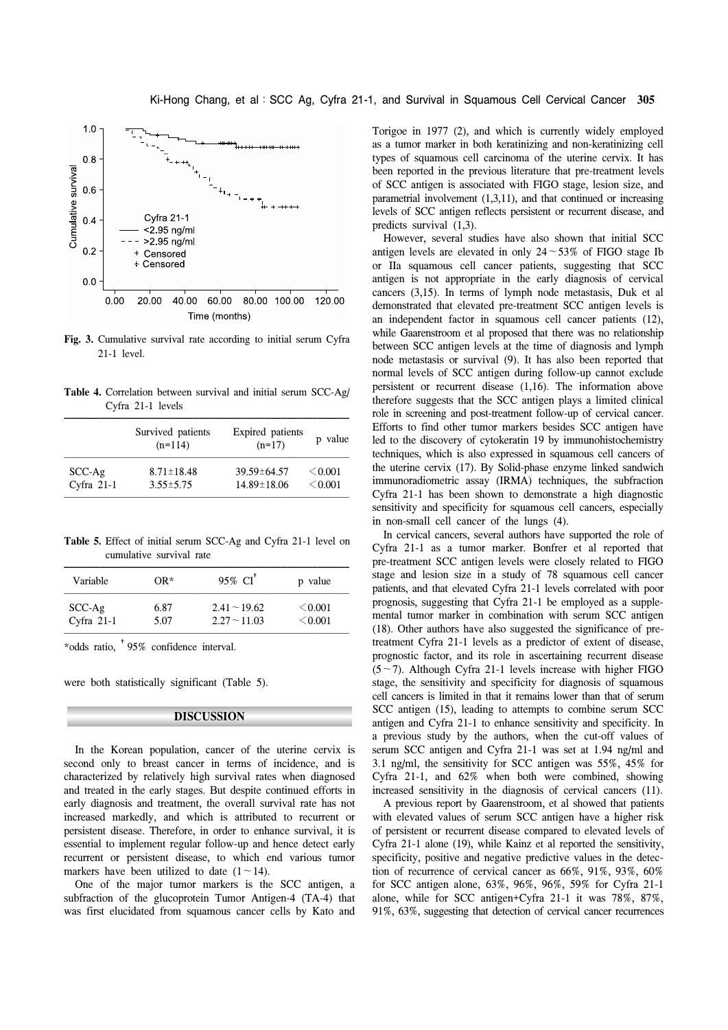Cyfra 21-1
<2.95 ng/ml
>2.95 ng/ml
+ Censored
+ Censored

Cumulative survival

Time (months)

**Fig. 3.** Cumulative survival rate according to initial serum Cyfra 21-1 level.

**Table 4.** Correlation between survival and initial serum SCC-Ag/Cyfra 21-1 levels

| | Survived patients (n=114) | Expired patients (n=17) | p value |
|---|---|---|---|
| SCC-Ag | 8.71±18.48 | 39.59±64.57 | <0.001 |
| Cyfra 21-1 | 3.55±5.75 | 14.89±18.06 | <0.001 |

**Table 5.** Effect of initial serum SCC-Ag and Cyfra 21-1 level on cumulative survival rate

| Variable | OR* | 95% CI[†] | p value |
|---|---|---|---|
| SCC-Ag | 6.87 | 2.41～19.62 | <0.001 |
| Cyfra 21-1 | 5.07 | 2.27～11.03 | <0.001 |

*odds ratio, [†] 95% confidence interval.

were both statistically significant (Table 5).

## DISCUSSION

In the Korean population, cancer of the uterine cervix is second only to breast cancer in terms of incidence, and is characterized by relatively high survival rates when diagnosed and treated in the early stages. But despite continued efforts in early diagnosis and treatment, the overall survival rate has not increased markedly, and which is attributed to recurrent or persistent disease. Therefore, in order to enhance survival, it is essential to implement regular follow-up and hence detect early recurrent or persistent disease, to which end various tumor markers have been utilized to date (1～14).

One of the major tumor markers is the SCC antigen, a subfraction of the glucoprotein Tumor Antigen-4 (TA-4) that was first elucidated from squamous cancer cells by Kato and Torigoe in 1977 (2), and which is currently widely employed as a tumor marker in both keratinizing and non-keratinizing cell types of squamous cell carcinoma of the uterine cervix. It has been reported in the previous literature that pre-treatment levels of SCC antigen is associated with FIGO stage, lesion size, and parametrial involvement (1,3,11), and that continued or increasing levels of SCC antigen reflects persistent or recurrent disease, and predicts survival (1,3).

However, several studies have also shown that initial SCC antigen levels are elevated in only 24～53% of FIGO stage Ib or IIa squamous cell cancer patients, suggesting that SCC antigen is not appropriate in the early diagnosis of cervical cancers (3,15). In terms of lymph node metastasis, Duk et al demonstrated that elevated pre-treatment SCC antigen levels is an independent factor in squamous cell cancer patients (12), while Gaarenstroom et al proposed that there was no relationship between SCC antigen levels at the time of diagnosis and lymph node metastasis or survival (9). It has also been reported that normal levels of SCC antigen during follow-up cannot exclude persistent or recurrent disease (1,16). The information above therefore suggests that the SCC antigen plays a limited clinical role in screening and post-treatment follow-up of cervical cancer. Efforts to find other tumor markers besides SCC antigen have led to the discovery of cytokeratin 19 by immunohistochemistry techniques, which is also expressed in squamous cell cancers of the uterine cervix (17). By Solid-phase enzyme linked sandwich immunoradiometric assay (IRMA) techniques, the subfraction Cyfra 21-1 has been shown to demonstrate a high diagnostic sensitivity and specificity for squamous cell cancers, especially in non-small cell cancer of the lungs (4).

In cervical cancers, several authors have supported the role of Cyfra 21-1 as a tumor marker. Bonfrer et al reported that pre-treatment SCC antigen levels were closely related to FIGO stage and lesion size in a study of 78 squamous cell cancer patients, and that elevated Cyfra 21-1 levels correlated with poor prognosis, suggesting that Cyfra 21-1 be employed as a supplemental tumor marker in combination with serum SCC antigen (18). Other authors have also suggested the significance of pre-treatment Cyfra 21-1 levels as a predictor of extent of disease, prognostic factor, and its role in ascertaining recurrent disease (5～7). Although Cyfra 21-1 levels increase with higher FIGO stage, the sensitivity and specificity for diagnosis of squamous cell cancers is limited in that it remains lower than that of serum SCC antigen (15), leading to attempts to combine serum SCC antigen and Cyfra 21-1 to enhance sensitivity and specificity. In a previous study by the authors, when the cut-off values of serum SCC antigen and Cyfra 21-1 was set at 1.94 ng/ml and 3.1 ng/ml, the sensitivity for SCC antigen was 55%, 45% for Cyfra 21-1, and 62% when both were combined, showing increased sensitivity in the diagnosis of cervical cancers (11).

A previous report by Gaarenstroom, et al showed that patients with elevated values of serum SCC antigen have a higher risk of persistent or recurrent disease compared to elevated levels of Cyfra 21-1 alone (19), while Kainz et al reported the sensitivity, specificity, positive and negative predictive values in the detection of recurrence of cervical cancer as 66%, 91%, 93%, 60% for SCC antigen alone, 63%, 96%, 96%, 59% for Cyfra 21-1 alone, while for SCC antigen+Cyfra 21-1 it was 78%, 87%, 91%, 63%, suggesting that detection of cervical cancer recurrences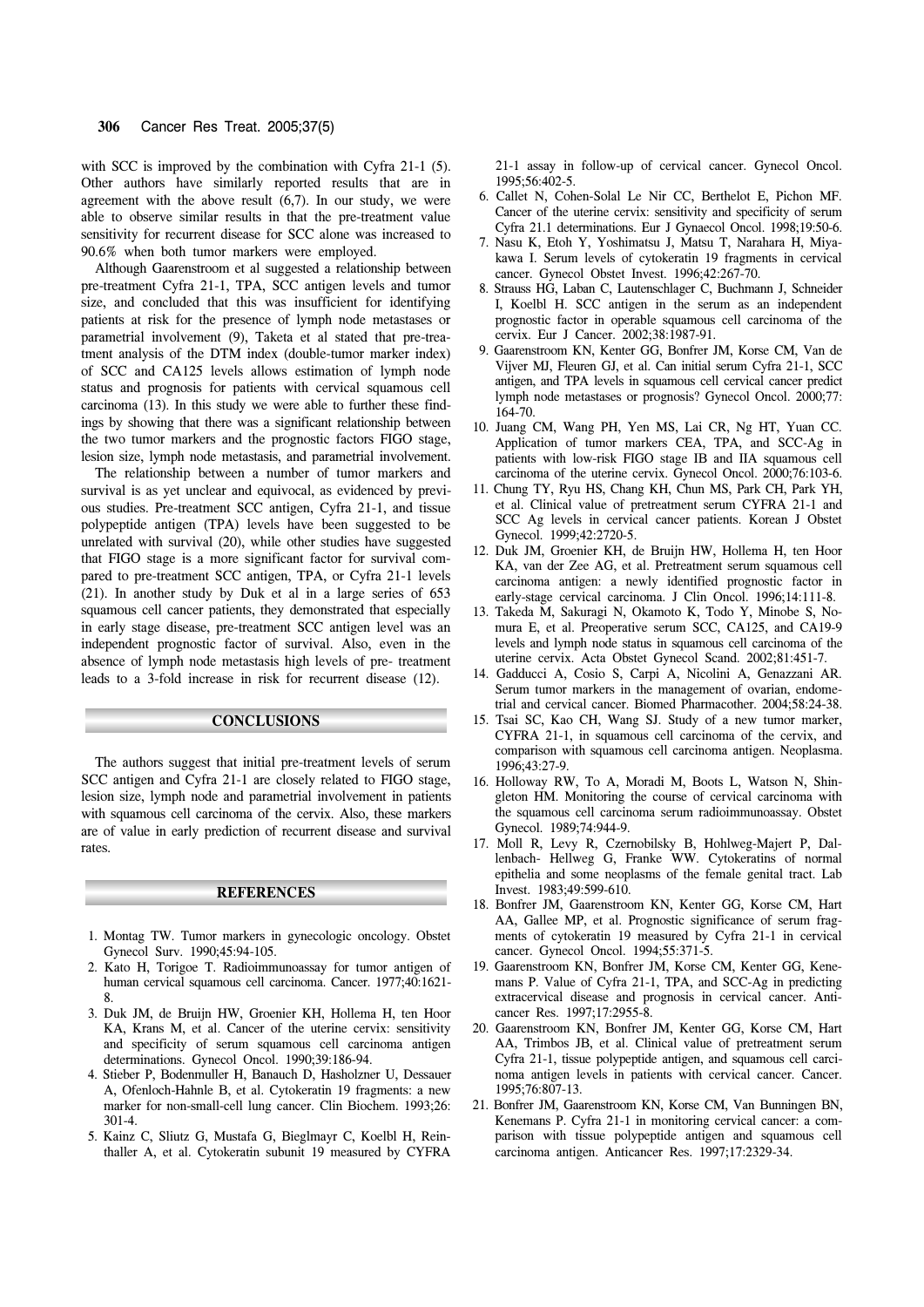with SCC is improved by the combination with Cyfra 21-1 (5). Other authors have similarly reported results that are in agreement with the above result (6,7). In our study, we were able to observe similar results in that the pre-treatment value sensitivity for recurrent disease for SCC alone was increased to 90.6% when both tumor markers were employed.

Although Gaarenstroom et al suggested a relationship between pre-treatment Cyfra 21-1, TPA, SCC antigen levels and tumor size, and concluded that this was insufficient for identifying patients at risk for the presence of lymph node metastases or parametrial involvement (9), Taketa et al stated that pre-treatment analysis of the DTM index (double-tumor marker index) of SCC and CA125 levels allows estimation of lymph node status and prognosis for patients with cervical squamous cell carcinoma (13). In this study we were able to further these findings by showing that there was a significant relationship between the two tumor markers and the prognostic factors FIGO stage, lesion size, lymph node metastasis, and parametrial involvement.

The relationship between a number of tumor markers and survival is as yet unclear and equivocal, as evidenced by previous studies. Pre-treatment SCC antigen, Cyfra 21-1, and tissue polypeptide antigen (TPA) levels have been suggested to be unrelated with survival (20), while other studies have suggested that FIGO stage is a more significant factor for survival compared to pre-treatment SCC antigen, TPA, or Cyfra 21-1 levels (21). In another study by Duk et al in a large series of 653 squamous cell cancer patients, they demonstrated that especially in early stage disease, pre-treatment SCC antigen level was an independent prognostic factor of survival. Also, even in the absence of lymph node metastasis high levels of pre- treatment leads to a 3-fold increase in risk for recurrent disease (12).

## CONCLUSIONS

The authors suggest that initial pre-treatment levels of serum SCC antigen and Cyfra 21-1 are closely related to FIGO stage, lesion size, lymph node and parametrial involvement in patients with squamous cell carcinoma of the cervix. Also, these markers are of value in early prediction of recurrent disease and survival rates.

## REFERENCES

1. Montag TW. Tumor markers in gynecologic oncology. Obstet Gynecol Surv. 1990;45:94-105.
2. Kato H, Torigoe T. Radioimmunoassay for tumor antigen of human cervical squamous cell carcinoma. Cancer. 1977;40:1621-8.
3. Duk JM, de Bruijn HW, Groenier KH, Hollema H, ten Hoor KA, Krans M, et al. Cancer of the uterine cervix: sensitivity and specificity of serum squamous cell carcinoma antigen determinations. Gynecol Oncol. 1990;39:186-94.
4. Stieber P, Bodenmuller H, Banauch D, Hasholzner U, Dessauer A, Ofenloch-Hahnle B, et al. Cytokeratin 19 fragments: a new marker for non-small-cell lung cancer. Clin Biochem. 1993;26:301-4.
5. Kainz C, Sliutz G, Mustafa G, Bieglmayr C, Koelbl H, Reinthaller A, et al. Cytokeratin subunit 19 measured by CYFRA 21-1 assay in follow-up of cervical cancer. Gynecol Oncol. 1995;56:402-5.
6. Callet N, Cohen-Solal Le Nir CC, Berthelot E, Pichon MF. Cancer of the uterine cervix: sensitivity and specificity of serum Cyfra 21.1 determinations. Eur J Gynaecol Oncol. 1998;19:50-6.
7. Nasu K, Etoh Y, Yoshimatsu J, Matsu T, Narahara H, Miyakawa I. Serum levels of cytokeratin 19 fragments in cervical cancer. Gynecol Obstet Invest. 1996;42:267-70.
8. Strauss HG, Laban C, Lautenschlager C, Buchmann J, Schneider I, Koelbl H. SCC antigen in the serum as an independent prognostic factor in operable squamous cell carcinoma of the cervix. Eur J Cancer. 2002;38:1987-91.
9. Gaarenstroom KN, Kenter GG, Bonfrer JM, Korse CM, Van de Vijver MJ, Fleuren GJ, et al. Can initial serum Cyfra 21-1, SCC antigen, and TPA levels in squamous cell cervical cancer predict lymph node metastases or prognosis? Gynecol Oncol. 2000;77:164-70.
10. Juang CM, Wang PH, Yen MS, Lai CR, Ng HT, Yuan CC. Application of tumor markers CEA, TPA, and SCC-Ag in patients with low-risk FIGO stage IB and IIA squamous cell carcinoma of the uterine cervix. Gynecol Oncol. 2000;76:103-6.
11. Chung TY, Ryu HS, Chang KH, Chun MS, Park CH, Park YH, et al. Clinical value of pretreatment serum CYFRA 21-1 and SCC Ag levels in cervical cancer patients. Korean J Obstet Gynecol. 1999;42:2720-5.
12. Duk JM, Groenier KH, de Bruijn HW, Hollema H, ten Hoor KA, van der Zee AG, et al. Pretreatment serum squamous cell carcinoma antigen: a newly identified prognostic factor in early-stage cervical carcinoma. J Clin Oncol. 1996;14:111-8.
13. Takeda M, Sakuragi N, Okamoto K, Todo Y, Minobe S, Nomura E, et al. Preoperative serum SCC, CA125, and CA19-9 levels and lymph node status in squamous cell carcinoma of the uterine cervix. Acta Obstet Gynecol Scand. 2002;81:451-7.
14. Gadducci A, Cosio S, Carpi A, Nicolini A, Genazzani AR. Serum tumor markers in the management of ovarian, endometrial and cervical cancer. Biomed Pharmacother. 2004;58:24-38.
15. Tsai SC, Kao CH, Wang SJ. Study of a new tumor marker, CYFRA 21-1, in squamous cell carcinoma of the cervix, and comparison with squamous cell carcinoma antigen. Neoplasma. 1996;43:27-9.
16. Holloway RW, To A, Moradi M, Boots L, Watson N, Shingleton HM. Monitoring the course of cervical carcinoma with the squamous cell carcinoma serum radioimmunoassay. Obstet Gynecol. 1989;74:944-9.
17. Moll R, Levy R, Czernobilsky B, Hohlweg-Majert P, Dallenbach- Hellweg G, Franke WW. Cytokeratins of normal epithelia and some neoplasms of the female genital tract. Lab Invest. 1983;49:599-610.
18. Bonfrer JM, Gaarenstroom KN, Kenter GG, Korse CM, Hart AA, Gallee MP, et al. Prognostic significance of serum fragments of cytokeratin 19 measured by Cyfra 21-1 in cervical cancer. Gynecol Oncol. 1994;55:371-5.
19. Gaarenstroom KN, Bonfrer JM, Korse CM, Kenter GG, Kenemans P. Value of Cyfra 21-1, TPA, and SCC-Ag in predicting extracervical disease and prognosis in cervical cancer. Anticancer Res. 1997;17:2955-8.
20. Gaarenstroom KN, Bonfrer JM, Kenter GG, Korse CM, Hart AA, Trimbos JB, et al. Clinical value of pretreatment serum Cyfra 21-1, tissue polypeptide antigen, and squamous cell carcinoma antigen levels in patients with cervical cancer. Cancer. 1995;76:807-13.
21. Bonfrer JM, Gaarenstroom KN, Korse CM, Van Bunningen BN, Kenemans P. Cyfra 21-1 in monitoring cervical cancer: a comparison with tissue polypeptide antigen and squamous cell carcinoma antigen. Anticancer Res. 1997;17:2329-34.